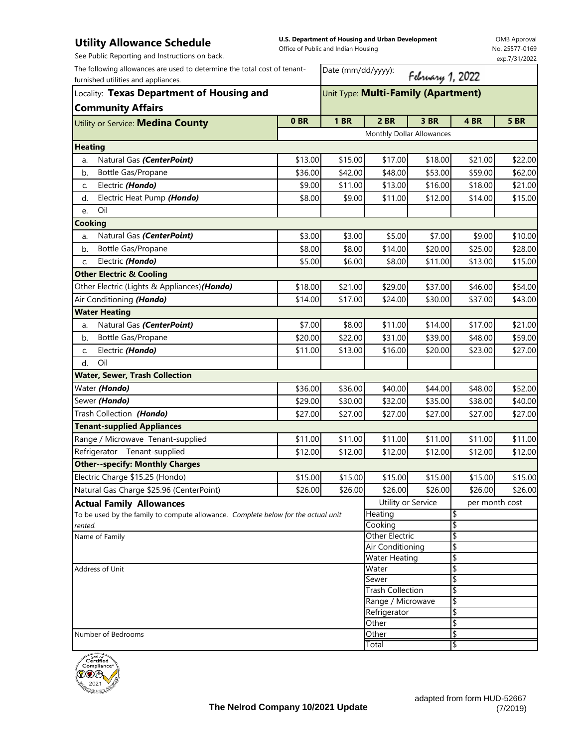# Utility Allowance Schedule

See Public Reporting and Instructions on back.

**U.S. Department of Housing and Urban Development**
Office of Public and Indian Housing

OMB Approval
No. 25577-0169
exp.7/31/2022

The following allowances are used to determine the total cost of tenant-furnished utilities and appliances.

Date (mm/dd/yyyy): February 1, 2022

Locality: **Texas Department of Housing and Community Affairs**

Unit Type: **Multi-Family (Apartment)**

| Utility or Service: **Medina County** | 0 BR | 1 BR | 2 BR | 3 BR | 4 BR | 5 BR |
|---|---|---|---|---|---|---|
| | Monthly Dollar Allowances | | | | | |
| **Heating** | | | | | | |
| a. Natural Gas ***(CenterPoint)*** | $13.00 | $15.00 | $17.00 | $18.00 | $21.00 | $22.00 |
| b. Bottle Gas/Propane | $36.00 | $42.00 | $48.00 | $53.00 | $59.00 | $62.00 |
| c. Electric ***(Hondo)*** | $9.00 | $11.00 | $13.00 | $16.00 | $18.00 | $21.00 |
| d. Electric Heat Pump ***(Hondo)*** | $8.00 | $9.00 | $11.00 | $12.00 | $14.00 | $15.00 |
| e. Oil | | | | | | |
| **Cooking** | | | | | | |
| a. Natural Gas ***(CenterPoint)*** | $3.00 | $3.00 | $5.00 | $7.00 | $9.00 | $10.00 |
| b. Bottle Gas/Propane | $8.00 | $8.00 | $14.00 | $20.00 | $25.00 | $28.00 |
| c. Electric ***(Hondo)*** | $5.00 | $6.00 | $8.00 | $11.00 | $13.00 | $15.00 |
| **Other Electric & Cooling** | | | | | | |
| Other Electric (Lights & Appliances)***(Hondo)*** | $18.00 | $21.00 | $29.00 | $37.00 | $46.00 | $54.00 |
| Air Conditioning ***(Hondo)*** | $14.00 | $17.00 | $24.00 | $30.00 | $37.00 | $43.00 |
| **Water Heating** | | | | | | |
| a. Natural Gas ***(CenterPoint)*** | $7.00 | $8.00 | $11.00 | $14.00 | $17.00 | $21.00 |
| b. Bottle Gas/Propane | $20.00 | $22.00 | $31.00 | $39.00 | $48.00 | $59.00 |
| c. Electric ***(Hondo)*** | $11.00 | $13.00 | $16.00 | $20.00 | $23.00 | $27.00 |
| d. Oil | | | | | | |
| **Water, Sewer, Trash Collection** | | | | | | |
| Water ***(Hondo)*** | $36.00 | $36.00 | $40.00 | $44.00 | $48.00 | $52.00 |
| Sewer ***(Hondo)*** | $29.00 | $30.00 | $32.00 | $35.00 | $38.00 | $40.00 |
| Trash Collection ***(Hondo)*** | $27.00 | $27.00 | $27.00 | $27.00 | $27.00 | $27.00 |
| **Tenant-supplied Appliances** | | | | | | |
| Range / Microwave Tenant-supplied | $11.00 | $11.00 | $11.00 | $11.00 | $11.00 | $11.00 |
| Refrigerator Tenant-supplied | $12.00 | $12.00 | $12.00 | $12.00 | $12.00 | $12.00 |
| **Other--specify: Monthly Charges** | | | | | | |
| Electric Charge $15.25 (Hondo) | $15.00 | $15.00 | $15.00 | $15.00 | $15.00 | $15.00 |
| Natural Gas Charge $25.96 (CenterPoint) | $26.00 | $26.00 | $26.00 | $26.00 | $26.00 | $26.00 |

**Actual Family Allowances**

To be used by the family to compute allowance. *Complete below for the actual unit rented.*

Name of Family

Address of Unit

Number of Bedrooms

| Utility or Service | per month cost |
|---|---|
| Heating | $ |
| Cooking | $ |
| Other Electric | $ |
| Air Conditioning | $ |
| Water Heating | $ |
| Water | $ |
| Sewer | $ |
| Trash Collection | $ |
| Range / Microwave | $ |
| Refrigerator | $ |
| Other | $ |
| Other | $ |
| Total | $ |

**The Nelrod Company 10/2021 Update**

adapted from form HUD-52667 (7/2019)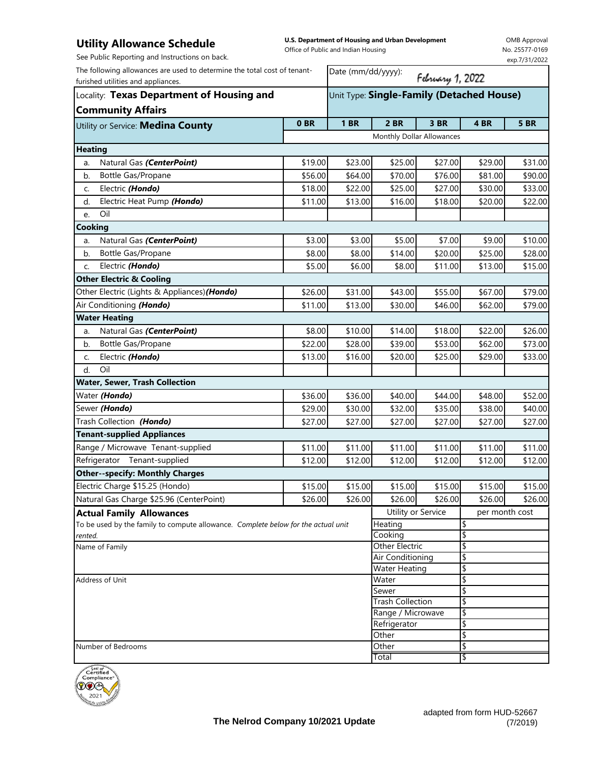# Utility Allowance Schedule

See Public Reporting and Instructions on back.

**U.S. Department of Housing and Urban Development**
Office of Public and Indian Housing

OMB Approval No. 25577-0169 exp.7/31/2022

The following allowances are used to determine the total cost of tenant-furnished utilities and appliances.

Date (mm/dd/yyyy): February 1, 2022

Locality: **Texas Department of Housing and Community Affairs**

Unit Type: **Single-Family (Detached House)**

| Utility or Service: **Medina County** | 0 BR | 1 BR | 2 BR | 3 BR | 4 BR | 5 BR |
|---|---|---|---|---|---|---|
| | Monthly Dollar Allowances | | | | | |
| **Heating** | | | | | | |
| a. Natural Gas ***(CenterPoint)*** | $19.00 | $23.00 | $25.00 | $27.00 | $29.00 | $31.00 |
| b. Bottle Gas/Propane | $56.00 | $64.00 | $70.00 | $76.00 | $81.00 | $90.00 |
| c. Electric ***(Hondo)*** | $18.00 | $22.00 | $25.00 | $27.00 | $30.00 | $33.00 |
| d. Electric Heat Pump ***(Hondo)*** | $11.00 | $13.00 | $16.00 | $18.00 | $20.00 | $22.00 |
| e. Oil | | | | | | |
| **Cooking** | | | | | | |
| a. Natural Gas ***(CenterPoint)*** | $3.00 | $3.00 | $5.00 | $7.00 | $9.00 | $10.00 |
| b. Bottle Gas/Propane | $8.00 | $8.00 | $14.00 | $20.00 | $25.00 | $28.00 |
| c. Electric ***(Hondo)*** | $5.00 | $6.00 | $8.00 | $11.00 | $13.00 | $15.00 |
| **Other Electric & Cooling** | | | | | | |
| Other Electric (Lights & Appliances)***(Hondo)*** | $26.00 | $31.00 | $43.00 | $55.00 | $67.00 | $79.00 |
| Air Conditioning ***(Hondo)*** | $11.00 | $13.00 | $30.00 | $46.00 | $62.00 | $79.00 |
| **Water Heating** | | | | | | |
| a. Natural Gas ***(CenterPoint)*** | $8.00 | $10.00 | $14.00 | $18.00 | $22.00 | $26.00 |
| b. Bottle Gas/Propane | $22.00 | $28.00 | $39.00 | $53.00 | $62.00 | $73.00 |
| c. Electric ***(Hondo)*** | $13.00 | $16.00 | $20.00 | $25.00 | $29.00 | $33.00 |
| d. Oil | | | | | | |
| **Water, Sewer, Trash Collection** | | | | | | |
| Water ***(Hondo)*** | $36.00 | $36.00 | $40.00 | $44.00 | $48.00 | $52.00 |
| Sewer ***(Hondo)*** | $29.00 | $30.00 | $32.00 | $35.00 | $38.00 | $40.00 |
| Trash Collection ***(Hondo)*** | $27.00 | $27.00 | $27.00 | $27.00 | $27.00 | $27.00 |
| **Tenant-supplied Appliances** | | | | | | |
| Range / Microwave Tenant-supplied | $11.00 | $11.00 | $11.00 | $11.00 | $11.00 | $11.00 |
| Refrigerator Tenant-supplied | $12.00 | $12.00 | $12.00 | $12.00 | $12.00 | $12.00 |
| **Other--specify: Monthly Charges** | | | | | | |
| Electric Charge $15.25 (Hondo) | $15.00 | $15.00 | $15.00 | $15.00 | $15.00 | $15.00 |
| Natural Gas Charge $25.96 (CenterPoint) | $26.00 | $26.00 | $26.00 | $26.00 | $26.00 | $26.00 |

**Actual Family Allowances**

To be used by the family to compute allowance. *Complete below for the actual unit rented.*

Name of Family

Address of Unit

Number of Bedrooms

| Utility or Service | per month cost |
|---|---|
| Heating | $ |
| Cooking | $ |
| Other Electric | $ |
| Air Conditioning | $ |
| Water Heating | $ |
| Water | $ |
| Sewer | $ |
| Trash Collection | $ |
| Range / Microwave | $ |
| Refrigerator | $ |
| Other | $ |
| Other | $ |
| Total | $ |

Seal of Certified Compliance 2021

**The Nelrod Company 10/2021 Update**

adapted from form HUD-52667 (7/2019)